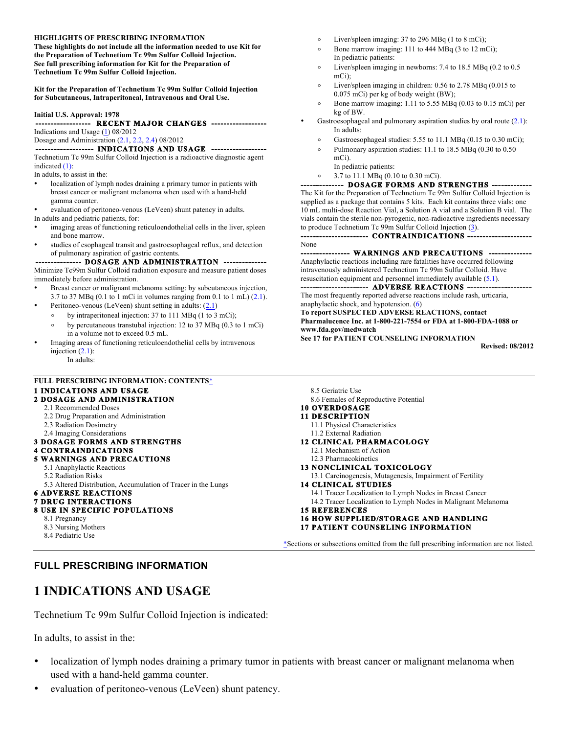**HIGHLIGHTS OF PRESCRIBING INFORMATION**

**These highlights do not include all the information needed to use Kit for the Preparation of Technetium Tc 99m Sulfur Colloid Injection. See full prescribing information for Kit for the Preparation of Technetium Tc 99m Sulfur Colloid Injection.**

**Kit for the Preparation of Technetium Tc 99m Sulfur Colloid Injection for Subcutaneous, Intraperitoneal, Intravenous and Oral Use.**

**Initial U.S. Approval: 1978**

**------------------ RECENT MAJOR CHANGES ------------------**

Indications and Usage (1) 08/2012

Dosage and Administration (2.1, 2.2, 2.4) 08/2012

**------------------- INDICATIONS AND USAGE ------------------**

Technetium Tc 99m Sulfur Colloid Injection is a radioactive diagnostic agent indicated (1):

In adults, to assist in the:

- localization of lymph nodes draining a primary tumor in patients with breast cancer or malignant melanoma when used with a hand-held gamma counter.
- evaluation of peritoneo-venous (LeVeen) shunt patency in adults.

In adults and pediatric patients, for:

- imaging areas of functioning reticuloendothelial cells in the liver, spleen and bone marrow.
- studies of esophageal transit and gastroesophageal reflux, and detection of pulmonary aspiration of gastric contents.

**-------------- DOSAGE AND ADMINISTRATION -------------**

Minimize Tc99m Sulfur Colloid radiation exposure and measure patient doses immediately before administration.

- Breast cancer or malignant melanoma setting: by subcutaneous injection, 3.7 to 37 MBq (0.1 to 1 mCi in volumes ranging from 0.1 to 1 mL) (2.1).
- Peritoneo-venous (LeVeen) shunt setting in adults: (2.1)
  - by intraperitoneal injection: 37 to 111 MBq (1 to 3 mCi);
  - by percutaneous transtubal injection: 12 to 37 MBq (0.3 to 1 mCi) in a volume not to exceed 0.5 mL.
- Imaging areas of functioning reticuloendothelial cells by intravenous injection (2.1):
  
  In adults:
  - Liver/spleen imaging: 37 to 296 MBq (1 to 8 mCi);
  - Bone marrow imaging: 111 to 444 MBq (3 to 12 mCi);

  In pediatric patients:
  - Liver/spleen imaging in newborns: 7.4 to 18.5 MBq (0.2 to 0.5 mCi);
  - Liver/spleen imaging in children: 0.56 to 2.78 MBq (0.015 to 0.075 mCi) per kg of body weight (BW);
  - Bone marrow imaging: 1.11 to 5.55 MBq (0.03 to 0.15 mCi) per kg of BW.
- Gastroesophageal and pulmonary aspiration studies by oral route (2.1):
  
  In adults:
  - Gastroesophageal studies: 5.55 to 11.1 MBq (0.15 to 0.30 mCi);
  - Pulmonary aspiration studies: 11.1 to 18.5 MBq (0.30 to 0.50 mCi).

  In pediatric patients:
  - 3.7 to 11.1 MBq (0.10 to 0.30 mCi).

**------------- DOSAGE FORMS AND STRENGTHS -------------**

The Kit for the Preparation of Technetium Tc 99m Sulfur Colloid Injection is supplied as a package that contains 5 kits. Each kit contains three vials: one 10 mL multi-dose Reaction Vial, a Solution A vial and a Solution B vial. The vials contain the sterile non-pyrogenic, non-radioactive ingredients necessary to produce Technetium Tc 99m Sulfur Colloid Injection (3).

**--------------------- CONTRAINDICATIONS --------------------**

None

**--------------- WARNINGS AND PRECAUTIONS -------------**

Anaphylactic reactions including rare fatalities have occurred following intravenously administered Technetium Tc 99m Sulfur Colloid. Have resuscitation equipment and personnel immediately available (5.1).

**--------------------- ADVERSE REACTIONS --------------------**

The most frequently reported adverse reactions include rash, urticaria, anaphylactic shock, and hypotension. (6)

**To report SUSPECTED ADVERSE REACTIONS, contact Pharmalucence Inc. at 1-800-221-7554 or FDA at 1-800-FDA-1088 or www.fda.gov/medwatch**

**See 17 for PATIENT COUNSELING INFORMATION**

**Revised: 08/2012**

---

**FULL PRESCRIBING INFORMATION: CONTENTS***

**1 INDICATIONS AND USAGE**

**2 DOSAGE AND ADMINISTRATION**
- 2.1 Recommended Doses
- 2.2 Drug Preparation and Administration
- 2.3 Radiation Dosimetry
- 2.4 Imaging Considerations

**3 DOSAGE FORMS AND STRENGTHS**

**4 CONTRAINDICATIONS**

**5 WARNINGS AND PRECAUTIONS**
- 5.1 Anaphylactic Reactions
- 5.2 Radiation Risks
- 5.3 Altered Distribution, Accumulation of Tracer in the Lungs

**6 ADVERSE REACTIONS**

**7 DRUG INTERACTIONS**

**8 USE IN SPECIFIC POPULATIONS**
- 8.1 Pregnancy
- 8.3 Nursing Mothers
- 8.4 Pediatric Use
- 8.5 Geriatric Use
- 8.6 Females of Reproductive Potential

**10 OVERDOSAGE**

**11 DESCRIPTION**
- 11.1 Physical Characteristics
- 11.2 External Radiation

**12 CLINICAL PHARMACOLOGY**
- 12.1 Mechanism of Action
- 12.3 Pharmacokinetics

**13 NONCLINICAL TOXICOLOGY**
- 13.1 Carcinogenesis, Mutagenesis, Impairment of Fertility

**14 CLINICAL STUDIES**
- 14.1 Tracer Localization to Lymph Nodes in Breast Cancer
- 14.2 Tracer Localization to Lymph Nodes in Malignant Melanoma

**15 REFERENCES**

**16 HOW SUPPLIED/STORAGE AND HANDLING**

**17 PATIENT COUNSELING INFORMATION**

*Sections or subsections omitted from the full prescribing information are not listed.

---

## FULL PRESCRIBING INFORMATION

# 1 INDICATIONS AND USAGE

Technetium Tc 99m Sulfur Colloid Injection is indicated:

In adults, to assist in the:

- localization of lymph nodes draining a primary tumor in patients with breast cancer or malignant melanoma when used with a hand-held gamma counter.
- evaluation of peritoneo-venous (LeVeen) shunt patency.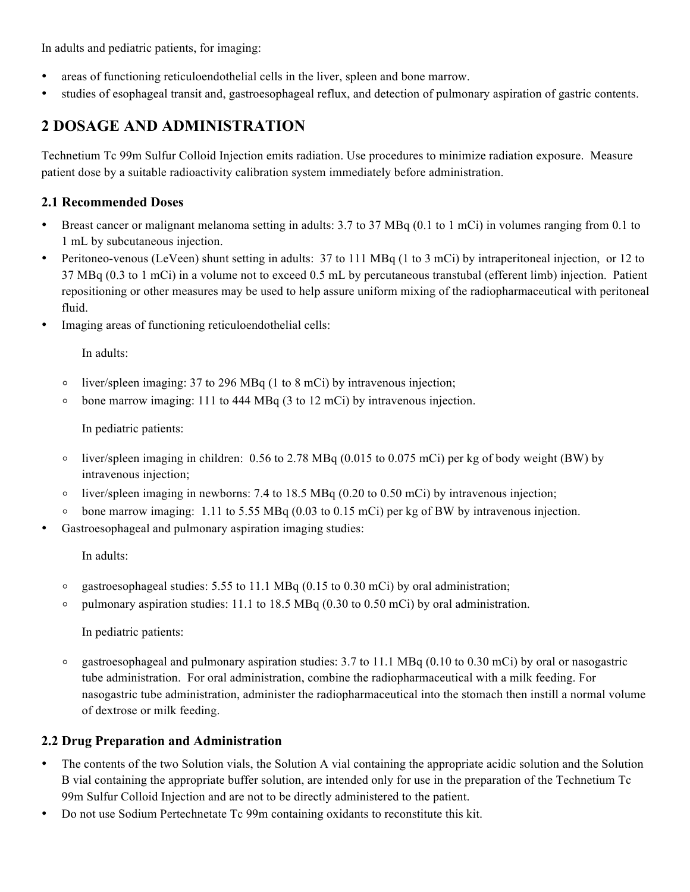In adults and pediatric patients, for imaging:

- areas of functioning reticuloendothelial cells in the liver, spleen and bone marrow.
- studies of esophageal transit and, gastroesophageal reflux, and detection of pulmonary aspiration of gastric contents.

## 2 DOSAGE AND ADMINISTRATION

Technetium Tc 99m Sulfur Colloid Injection emits radiation. Use procedures to minimize radiation exposure. Measure patient dose by a suitable radioactivity calibration system immediately before administration.

### 2.1 Recommended Doses

- Breast cancer or malignant melanoma setting in adults: 3.7 to 37 MBq (0.1 to 1 mCi) in volumes ranging from 0.1 to 1 mL by subcutaneous injection.
- Peritoneo-venous (LeVeen) shunt setting in adults: 37 to 111 MBq (1 to 3 mCi) by intraperitoneal injection, or 12 to 37 MBq (0.3 to 1 mCi) in a volume not to exceed 0.5 mL by percutaneous transtubal (efferent limb) injection. Patient repositioning or other measures may be used to help assure uniform mixing of the radiopharmaceutical with peritoneal fluid.
- Imaging areas of functioning reticuloendothelial cells:

  In adults:

  - liver/spleen imaging: 37 to 296 MBq (1 to 8 mCi) by intravenous injection;
  - bone marrow imaging: 111 to 444 MBq (3 to 12 mCi) by intravenous injection.

  In pediatric patients:

  - liver/spleen imaging in children: 0.56 to 2.78 MBq (0.015 to 0.075 mCi) per kg of body weight (BW) by intravenous injection;
  - liver/spleen imaging in newborns: 7.4 to 18.5 MBq (0.20 to 0.50 mCi) by intravenous injection;
  - bone marrow imaging: 1.11 to 5.55 MBq (0.03 to 0.15 mCi) per kg of BW by intravenous injection.
- Gastroesophageal and pulmonary aspiration imaging studies:

  In adults:

  - gastroesophageal studies: 5.55 to 11.1 MBq (0.15 to 0.30 mCi) by oral administration;
  - pulmonary aspiration studies: 11.1 to 18.5 MBq (0.30 to 0.50 mCi) by oral administration.

  In pediatric patients:

  - gastroesophageal and pulmonary aspiration studies: 3.7 to 11.1 MBq (0.10 to 0.30 mCi) by oral or nasogastric tube administration. For oral administration, combine the radiopharmaceutical with a milk feeding. For nasogastric tube administration, administer the radiopharmaceutical into the stomach then instill a normal volume of dextrose or milk feeding.

### 2.2 Drug Preparation and Administration

- The contents of the two Solution vials, the Solution A vial containing the appropriate acidic solution and the Solution B vial containing the appropriate buffer solution, are intended only for use in the preparation of the Technetium Tc 99m Sulfur Colloid Injection and are not to be directly administered to the patient.
- Do not use Sodium Pertechnetate Tc 99m containing oxidants to reconstitute this kit.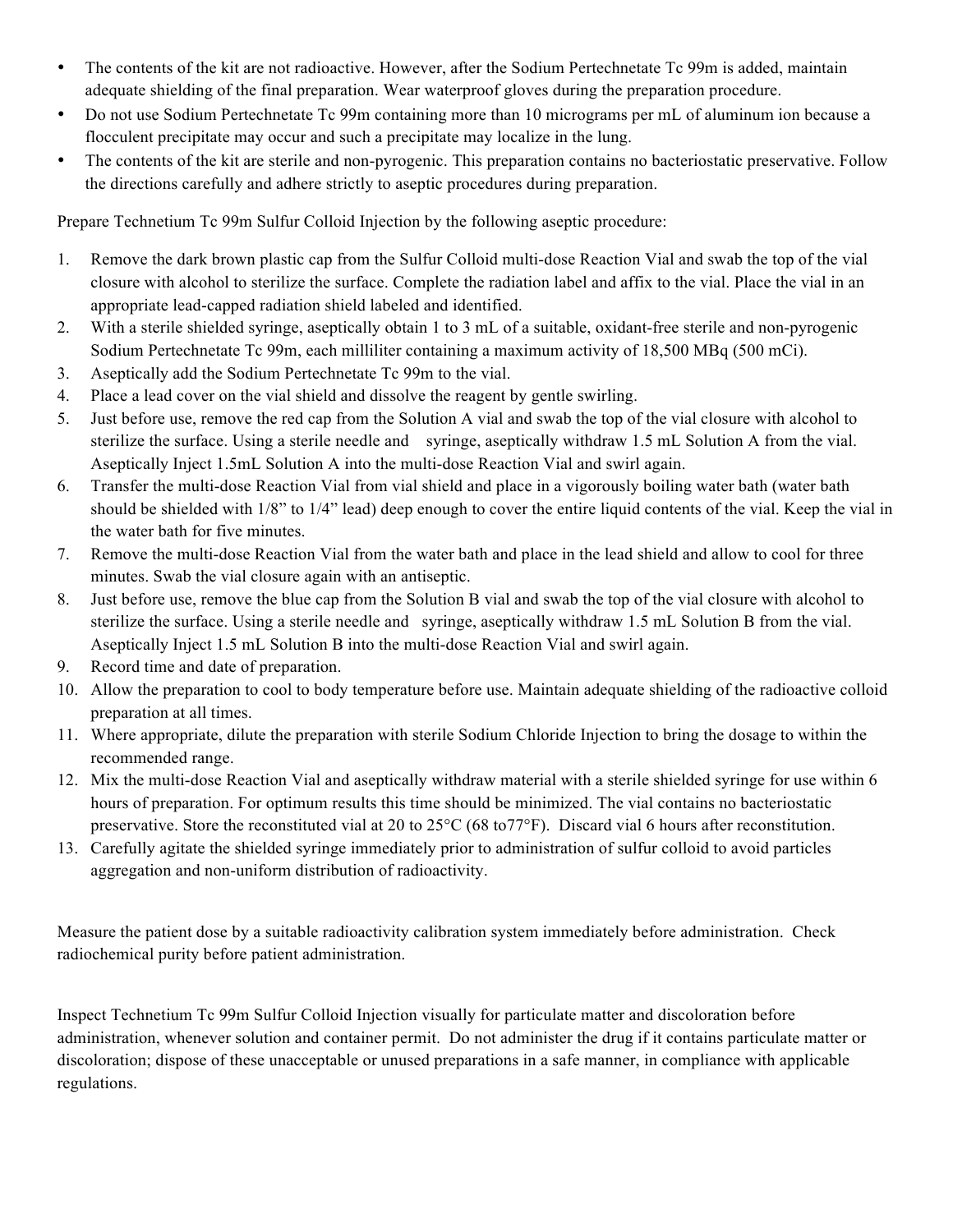- The contents of the kit are not radioactive. However, after the Sodium Pertechnetate Tc 99m is added, maintain adequate shielding of the final preparation. Wear waterproof gloves during the preparation procedure.
- Do not use Sodium Pertechnetate Tc 99m containing more than 10 micrograms per mL of aluminum ion because a flocculent precipitate may occur and such a precipitate may localize in the lung.
- The contents of the kit are sterile and non-pyrogenic. This preparation contains no bacteriostatic preservative. Follow the directions carefully and adhere strictly to aseptic procedures during preparation.

Prepare Technetium Tc 99m Sulfur Colloid Injection by the following aseptic procedure:

1. Remove the dark brown plastic cap from the Sulfur Colloid multi-dose Reaction Vial and swab the top of the vial closure with alcohol to sterilize the surface. Complete the radiation label and affix to the vial. Place the vial in an appropriate lead-capped radiation shield labeled and identified.
2. With a sterile shielded syringe, aseptically obtain 1 to 3 mL of a suitable, oxidant-free sterile and non-pyrogenic Sodium Pertechnetate Tc 99m, each milliliter containing a maximum activity of 18,500 MBq (500 mCi).
3. Aseptically add the Sodium Pertechnetate Tc 99m to the vial.
4. Place a lead cover on the vial shield and dissolve the reagent by gentle swirling.
5. Just before use, remove the red cap from the Solution A vial and swab the top of the vial closure with alcohol to sterilize the surface. Using a sterile needle and syringe, aseptically withdraw 1.5 mL Solution A from the vial. Aseptically Inject 1.5mL Solution A into the multi-dose Reaction Vial and swirl again.
6. Transfer the multi-dose Reaction Vial from vial shield and place in a vigorously boiling water bath (water bath should be shielded with 1/8" to 1/4" lead) deep enough to cover the entire liquid contents of the vial. Keep the vial in the water bath for five minutes.
7. Remove the multi-dose Reaction Vial from the water bath and place in the lead shield and allow to cool for three minutes. Swab the vial closure again with an antiseptic.
8. Just before use, remove the blue cap from the Solution B vial and swab the top of the vial closure with alcohol to sterilize the surface. Using a sterile needle and syringe, aseptically withdraw 1.5 mL Solution B from the vial. Aseptically Inject 1.5 mL Solution B into the multi-dose Reaction Vial and swirl again.
9. Record time and date of preparation.
10. Allow the preparation to cool to body temperature before use. Maintain adequate shielding of the radioactive colloid preparation at all times.
11. Where appropriate, dilute the preparation with sterile Sodium Chloride Injection to bring the dosage to within the recommended range.
12. Mix the multi-dose Reaction Vial and aseptically withdraw material with a sterile shielded syringe for use within 6 hours of preparation. For optimum results this time should be minimized. The vial contains no bacteriostatic preservative. Store the reconstituted vial at 20 to 25°C (68 to77°F). Discard vial 6 hours after reconstitution.
13. Carefully agitate the shielded syringe immediately prior to administration of sulfur colloid to avoid particles aggregation and non-uniform distribution of radioactivity.

Measure the patient dose by a suitable radioactivity calibration system immediately before administration. Check radiochemical purity before patient administration.

Inspect Technetium Tc 99m Sulfur Colloid Injection visually for particulate matter and discoloration before administration, whenever solution and container permit. Do not administer the drug if it contains particulate matter or discoloration; dispose of these unacceptable or unused preparations in a safe manner, in compliance with applicable regulations.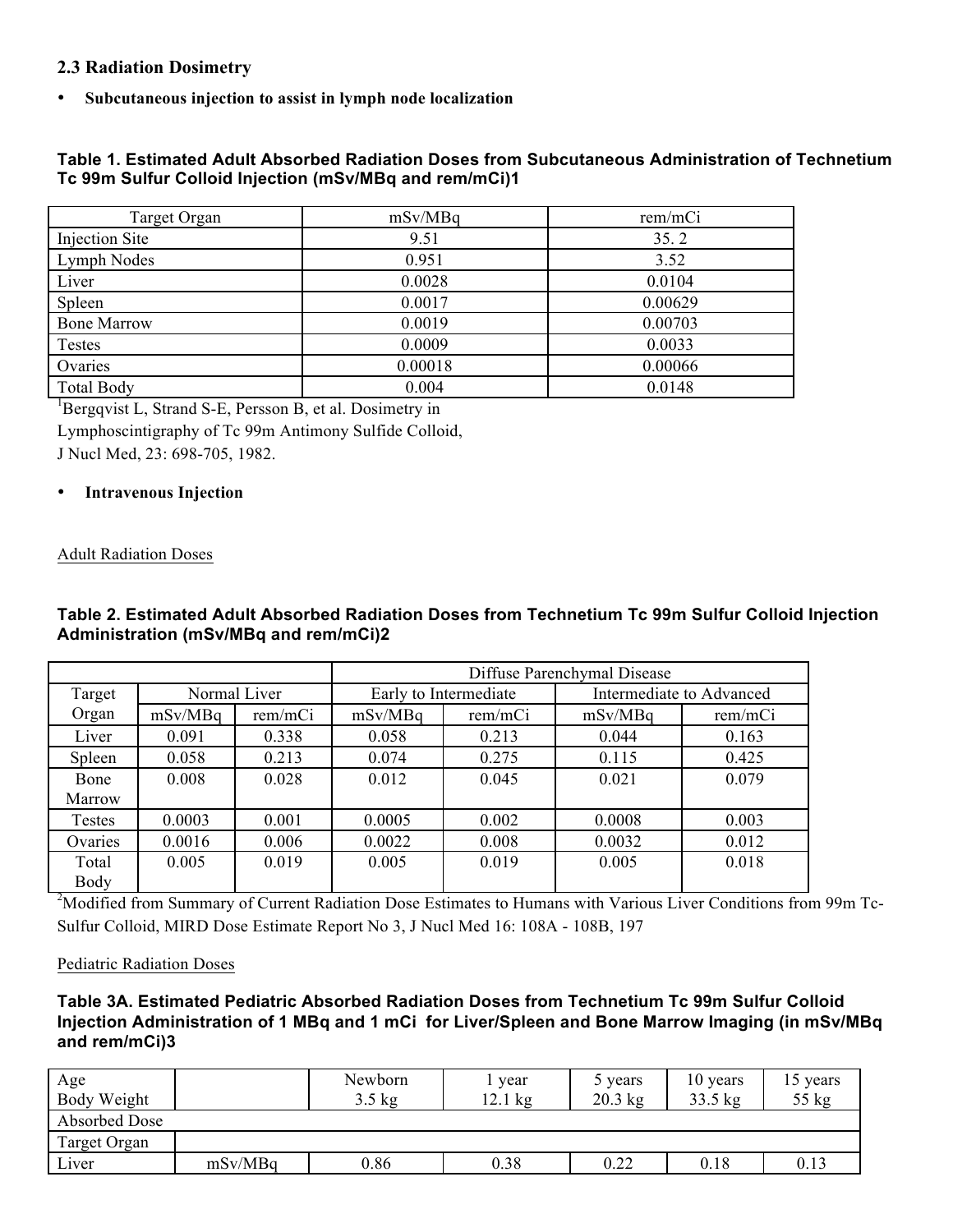## 2.3 Radiation Dosimetry

- **Subcutaneous injection to assist in lymph node localization**

**Table 1. Estimated Adult Absorbed Radiation Doses from Subcutaneous Administration of Technetium Tc 99m Sulfur Colloid Injection (mSv/MBq and rem/mCi)1**

| Target Organ | mSv/MBq | rem/mCi |
|---|---|---|
| Injection Site | 9.51 | 35. 2 |
| Lymph Nodes | 0.951 | 3.52 |
| Liver | 0.0028 | 0.0104 |
| Spleen | 0.0017 | 0.00629 |
| Bone Marrow | 0.0019 | 0.00703 |
| Testes | 0.0009 | 0.0033 |
| Ovaries | 0.00018 | 0.00066 |
| Total Body | 0.004 | 0.0148 |

[1]Bergqvist L, Strand S-E, Persson B, et al. Dosimetry in Lymphoscintigraphy of Tc 99m Antimony Sulfide Colloid, J Nucl Med, 23: 698-705, 1982.

- **Intravenous Injection**

Adult Radiation Doses

**Table 2. Estimated Adult Absorbed Radiation Doses from Technetium Tc 99m Sulfur Colloid Injection Administration (mSv/MBq and rem/mCi)2**

| | | | Diffuse Parenchymal Disease | | | |
|---|---|---|---|---|---|---|
| Target Organ | Normal Liver | | Early to Intermediate | | Intermediate to Advanced | |
| | mSv/MBq | rem/mCi | mSv/MBq | rem/mCi | mSv/MBq | rem/mCi |
| Liver | 0.091 | 0.338 | 0.058 | 0.213 | 0.044 | 0.163 |
| Spleen | 0.058 | 0.213 | 0.074 | 0.275 | 0.115 | 0.425 |
| Bone Marrow | 0.008 | 0.028 | 0.012 | 0.045 | 0.021 | 0.079 |
| Testes | 0.0003 | 0.001 | 0.0005 | 0.002 | 0.0008 | 0.003 |
| Ovaries | 0.0016 | 0.006 | 0.0022 | 0.008 | 0.0032 | 0.012 |
| Total Body | 0.005 | 0.019 | 0.005 | 0.019 | 0.005 | 0.018 |

[2]Modified from Summary of Current Radiation Dose Estimates to Humans with Various Liver Conditions from 99m Tc-Sulfur Colloid, MIRD Dose Estimate Report No 3, J Nucl Med 16: 108A - 108B, 197

Pediatric Radiation Doses

**Table 3A. Estimated Pediatric Absorbed Radiation Doses from Technetium Tc 99m Sulfur Colloid Injection Administration of 1 MBq and 1 mCi for Liver/Spleen and Bone Marrow Imaging (in mSv/MBq and rem/mCi)3**

| Age<br>Body Weight | | Newborn<br>3.5 kg | 1 year<br>12.1 kg | 5 years<br>20.3 kg | 10 years<br>33.5 kg | 15 years<br>55 kg |
|---|---|---|---|---|---|---|
| Absorbed Dose | | | | | | |
| Target Organ | | | | | | |
| Liver | mSv/MBq | 0.86 | 0.38 | 0.22 | 0.18 | 0.13 |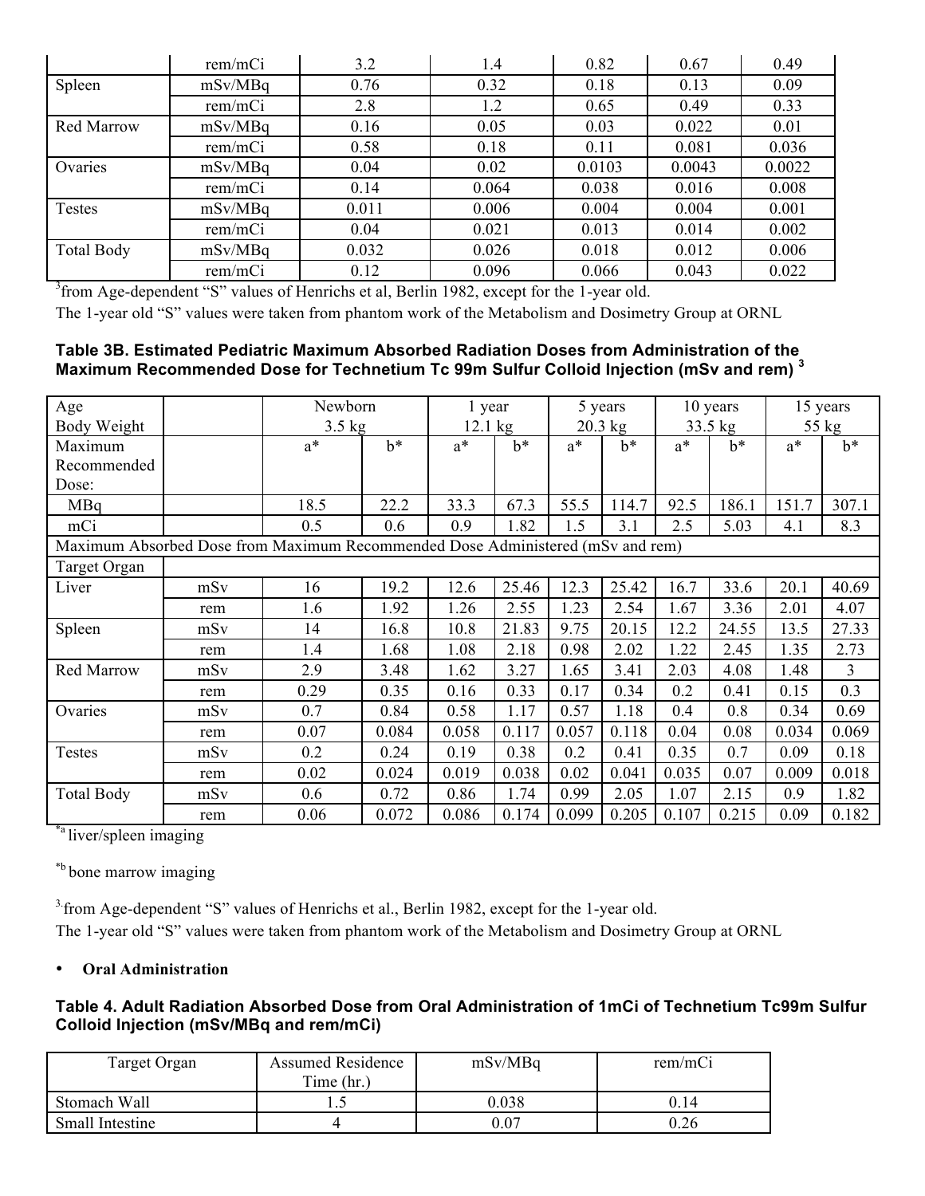| | rem/mCi | 3.2 | 1.4 | 0.82 | 0.67 | 0.49 |
|---|---|---|---|---|---|---|
| Spleen | mSv/MBq | 0.76 | 0.32 | 0.18 | 0.13 | 0.09 |
| | rem/mCi | 2.8 | 1.2 | 0.65 | 0.49 | 0.33 |
| Red Marrow | mSv/MBq | 0.16 | 0.05 | 0.03 | 0.022 | 0.01 |
| | rem/mCi | 0.58 | 0.18 | 0.11 | 0.081 | 0.036 |
| Ovaries | mSv/MBq | 0.04 | 0.02 | 0.0103 | 0.0043 | 0.0022 |
| | rem/mCi | 0.14 | 0.064 | 0.038 | 0.016 | 0.008 |
| Testes | mSv/MBq | 0.011 | 0.006 | 0.004 | 0.004 | 0.001 |
| | rem/mCi | 0.04 | 0.021 | 0.013 | 0.014 | 0.002 |
| Total Body | mSv/MBq | 0.032 | 0.026 | 0.018 | 0.012 | 0.006 |
| | rem/mCi | 0.12 | 0.096 | 0.066 | 0.043 | 0.022 |

[3]from Age-dependent "S" values of Henrichs et al, Berlin 1982, except for the 1-year old.
The 1-year old "S" values were taken from phantom work of the Metabolism and Dosimetry Group at ORNL

**Table 3B. Estimated Pediatric Maximum Absorbed Radiation Doses from Administration of the Maximum Recommended Dose for Technetium Tc 99m Sulfur Colloid Injection (mSv and rem) [3]**

| Age<br>Body Weight | | Newborn<br>3.5 kg | | 1 year<br>12.1 kg | | 5 years<br>20.3 kg | | 10 years<br>33.5 kg | | 15 years<br>55 kg | |
|---|---|---|---|---|---|---|---|---|---|---|---|
| Maximum Recommended Dose: | | a* | b* | a* | b* | a* | b* | a* | b* | a* | b* |
| MBq | | 18.5 | 22.2 | 33.3 | 67.3 | 55.5 | 114.7 | 92.5 | 186.1 | 151.7 | 307.1 |
| mCi | | 0.5 | 0.6 | 0.9 | 1.82 | 1.5 | 3.1 | 2.5 | 5.03 | 4.1 | 8.3 |
| Maximum Absorbed Dose from Maximum Recommended Dose Administered (mSv and rem) | | | | | | | | | | | |
| Target Organ | | | | | | | | | | | |
| Liver | mSv | 16 | 19.2 | 12.6 | 25.46 | 12.3 | 25.42 | 16.7 | 33.6 | 20.1 | 40.69 |
| | rem | 1.6 | 1.92 | 1.26 | 2.55 | 1.23 | 2.54 | 1.67 | 3.36 | 2.01 | 4.07 |
| Spleen | mSv | 14 | 16.8 | 10.8 | 21.83 | 9.75 | 20.15 | 12.2 | 24.55 | 13.5 | 27.33 |
| | rem | 1.4 | 1.68 | 1.08 | 2.18 | 0.98 | 2.02 | 1.22 | 2.45 | 1.35 | 2.73 |
| Red Marrow | mSv | 2.9 | 3.48 | 1.62 | 3.27 | 1.65 | 3.41 | 2.03 | 4.08 | 1.48 | 3 |
| | rem | 0.29 | 0.35 | 0.16 | 0.33 | 0.17 | 0.34 | 0.2 | 0.41 | 0.15 | 0.3 |
| Ovaries | mSv | 0.7 | 0.84 | 0.58 | 1.17 | 0.57 | 1.18 | 0.4 | 0.8 | 0.34 | 0.69 |
| | rem | 0.07 | 0.084 | 0.058 | 0.117 | 0.057 | 0.118 | 0.04 | 0.08 | 0.034 | 0.069 |
| Testes | mSv | 0.2 | 0.24 | 0.19 | 0.38 | 0.2 | 0.41 | 0.35 | 0.7 | 0.09 | 0.18 |
| | rem | 0.02 | 0.024 | 0.019 | 0.038 | 0.02 | 0.041 | 0.035 | 0.07 | 0.009 | 0.018 |
| Total Body | mSv | 0.6 | 0.72 | 0.86 | 1.74 | 0.99 | 2.05 | 1.07 | 2.15 | 0.9 | 1.82 |
| | rem | 0.06 | 0.072 | 0.086 | 0.174 | 0.099 | 0.205 | 0.107 | 0.215 | 0.09 | 0.182 |

[*a] liver/spleen imaging

[*b] bone marrow imaging

[3] from Age-dependent "S" values of Henrichs et al., Berlin 1982, except for the 1-year old.
The 1-year old "S" values were taken from phantom work of the Metabolism and Dosimetry Group at ORNL

- **Oral Administration**

**Table 4. Adult Radiation Absorbed Dose from Oral Administration of 1mCi of Technetium Tc99m Sulfur Colloid Injection (mSv/MBq and rem/mCi)**

| Target Organ | Assumed Residence Time (hr.) | mSv/MBq | rem/mCi |
|---|---|---|---|
| Stomach Wall | 1.5 | 0.038 | 0.14 |
| Small Intestine | 4 | 0.07 | 0.26 |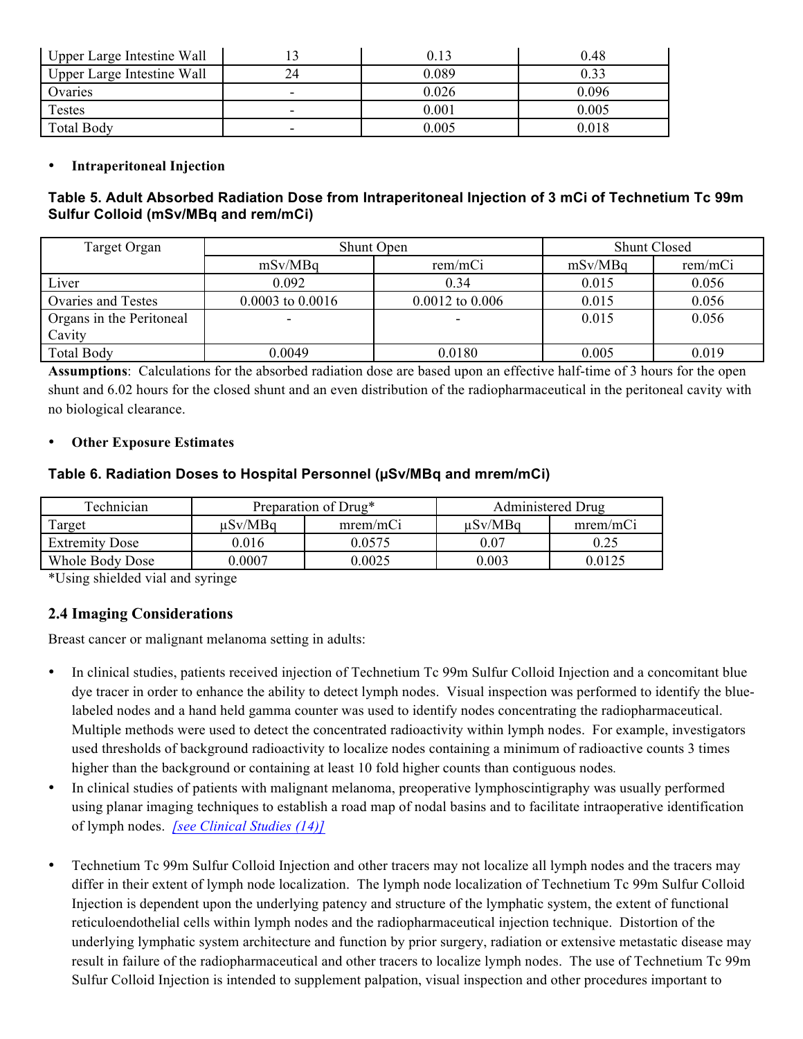| Upper Large Intestine Wall | 13 | 0.13 | 0.48 |
|---|---|---|---|
| Upper Large Intestine Wall | 24 | 0.089 | 0.33 |
| Ovaries | - | 0.026 | 0.096 |
| Testes | - | 0.001 | 0.005 |
| Total Body | - | 0.005 | 0.018 |

- **Intraperitoneal Injection**

**Table 5. Adult Absorbed Radiation Dose from Intraperitoneal Injection of 3 mCi of Technetium Tc 99m Sulfur Colloid (mSv/MBq and rem/mCi)**

| Target Organ | Shunt Open | | Shunt Closed | |
|---|---|---|---|---|
| | mSv/MBq | rem/mCi | mSv/MBq | rem/mCi |
| Liver | 0.092 | 0.34 | 0.015 | 0.056 |
| Ovaries and Testes | 0.0003 to 0.0016 | 0.0012 to 0.006 | 0.015 | 0.056 |
| Organs in the Peritoneal Cavity | - | - | 0.015 | 0.056 |
| Total Body | 0.0049 | 0.0180 | 0.005 | 0.019 |

**Assumptions**: Calculations for the absorbed radiation dose are based upon an effective half-time of 3 hours for the open shunt and 6.02 hours for the closed shunt and an even distribution of the radiopharmaceutical in the peritoneal cavity with no biological clearance.

- **Other Exposure Estimates**

**Table 6. Radiation Doses to Hospital Personnel (μSv/MBq and mrem/mCi)**

| Technician | Preparation of Drug* | | Administered Drug | |
|---|---|---|---|---|
| Target | μSv/MBq | mrem/mCi | μSv/MBq | mrem/mCi |
| Extremity Dose | 0.016 | 0.0575 | 0.07 | 0.25 |
| Whole Body Dose | 0.0007 | 0.0025 | 0.003 | 0.0125 |

*Using shielded vial and syringe

## 2.4 Imaging Considerations

Breast cancer or malignant melanoma setting in adults:

- In clinical studies, patients received injection of Technetium Tc 99m Sulfur Colloid Injection and a concomitant blue dye tracer in order to enhance the ability to detect lymph nodes. Visual inspection was performed to identify the blue-labeled nodes and a hand held gamma counter was used to identify nodes concentrating the radiopharmaceutical. Multiple methods were used to detect the concentrated radioactivity within lymph nodes. For example, investigators used thresholds of background radioactivity to localize nodes containing a minimum of radioactive counts 3 times higher than the background or containing at least 10 fold higher counts than contiguous nodes.
- In clinical studies of patients with malignant melanoma, preoperative lymphoscintigraphy was usually performed using planar imaging techniques to establish a road map of nodal basins and to facilitate intraoperative identification of lymph nodes. *[see Clinical Studies (14)]*
- Technetium Tc 99m Sulfur Colloid Injection and other tracers may not localize all lymph nodes and the tracers may differ in their extent of lymph node localization. The lymph node localization of Technetium Tc 99m Sulfur Colloid Injection is dependent upon the underlying patency and structure of the lymphatic system, the extent of functional reticuloendothelial cells within lymph nodes and the radiopharmaceutical injection technique. Distortion of the underlying lymphatic system architecture and function by prior surgery, radiation or extensive metastatic disease may result in failure of the radiopharmaceutical and other tracers to localize lymph nodes. The use of Technetium Tc 99m Sulfur Colloid Injection is intended to supplement palpation, visual inspection and other procedures important to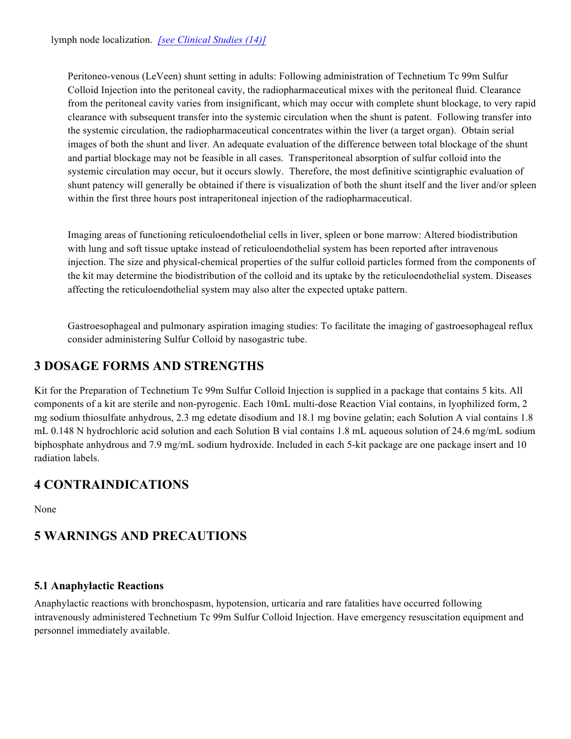lymph node localization. *[see Clinical Studies (14)]*

Peritoneo-venous (LeVeen) shunt setting in adults: Following administration of Technetium Tc 99m Sulfur Colloid Injection into the peritoneal cavity, the radiopharmaceutical mixes with the peritoneal fluid. Clearance from the peritoneal cavity varies from insignificant, which may occur with complete shunt blockage, to very rapid clearance with subsequent transfer into the systemic circulation when the shunt is patent. Following transfer into the systemic circulation, the radiopharmaceutical concentrates within the liver (a target organ). Obtain serial images of both the shunt and liver. An adequate evaluation of the difference between total blockage of the shunt and partial blockage may not be feasible in all cases. Transperitoneal absorption of sulfur colloid into the systemic circulation may occur, but it occurs slowly. Therefore, the most definitive scintigraphic evaluation of shunt patency will generally be obtained if there is visualization of both the shunt itself and the liver and/or spleen within the first three hours post intraperitoneal injection of the radiopharmaceutical.

Imaging areas of functioning reticuloendothelial cells in liver, spleen or bone marrow: Altered biodistribution with lung and soft tissue uptake instead of reticuloendothelial system has been reported after intravenous injection. The size and physical-chemical properties of the sulfur colloid particles formed from the components of the kit may determine the biodistribution of the colloid and its uptake by the reticuloendothelial system. Diseases affecting the reticuloendothelial system may also alter the expected uptake pattern.

Gastroesophageal and pulmonary aspiration imaging studies: To facilitate the imaging of gastroesophageal reflux consider administering Sulfur Colloid by nasogastric tube.

## 3 DOSAGE FORMS AND STRENGTHS

Kit for the Preparation of Technetium Tc 99m Sulfur Colloid Injection is supplied in a package that contains 5 kits. All components of a kit are sterile and non-pyrogenic. Each 10mL multi-dose Reaction Vial contains, in lyophilized form, 2 mg sodium thiosulfate anhydrous, 2.3 mg edetate disodium and 18.1 mg bovine gelatin; each Solution A vial contains 1.8 mL 0.148 N hydrochloric acid solution and each Solution B vial contains 1.8 mL aqueous solution of 24.6 mg/mL sodium biphosphate anhydrous and 7.9 mg/mL sodium hydroxide. Included in each 5-kit package are one package insert and 10 radiation labels.

## 4 CONTRAINDICATIONS

None

## 5 WARNINGS AND PRECAUTIONS

### 5.1 Anaphylactic Reactions

Anaphylactic reactions with bronchospasm, hypotension, urticaria and rare fatalities have occurred following intravenously administered Technetium Tc 99m Sulfur Colloid Injection. Have emergency resuscitation equipment and personnel immediately available.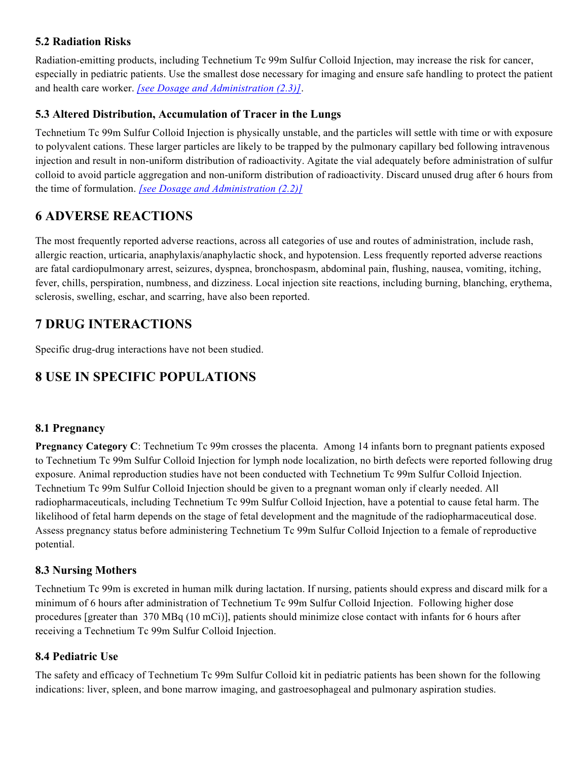### 5.2 Radiation Risks

Radiation-emitting products, including Technetium Tc 99m Sulfur Colloid Injection, may increase the risk for cancer, especially in pediatric patients. Use the smallest dose necessary for imaging and ensure safe handling to protect the patient and health care worker. *[see Dosage and Administration (2.3)]*.

### 5.3 Altered Distribution, Accumulation of Tracer in the Lungs

Technetium Tc 99m Sulfur Colloid Injection is physically unstable, and the particles will settle with time or with exposure to polyvalent cations. These larger particles are likely to be trapped by the pulmonary capillary bed following intravenous injection and result in non-uniform distribution of radioactivity. Agitate the vial adequately before administration of sulfur colloid to avoid particle aggregation and non-uniform distribution of radioactivity. Discard unused drug after 6 hours from the time of formulation. *[see Dosage and Administration (2.2)]*

## 6 ADVERSE REACTIONS

The most frequently reported adverse reactions, across all categories of use and routes of administration, include rash, allergic reaction, urticaria, anaphylaxis/anaphylactic shock, and hypotension. Less frequently reported adverse reactions are fatal cardiopulmonary arrest, seizures, dyspnea, bronchospasm, abdominal pain, flushing, nausea, vomiting, itching, fever, chills, perspiration, numbness, and dizziness. Local injection site reactions, including burning, blanching, erythema, sclerosis, swelling, eschar, and scarring, have also been reported.

## 7 DRUG INTERACTIONS

Specific drug-drug interactions have not been studied.

## 8 USE IN SPECIFIC POPULATIONS

### 8.1 Pregnancy

**Pregnancy Category C**: Technetium Tc 99m crosses the placenta. Among 14 infants born to pregnant patients exposed to Technetium Tc 99m Sulfur Colloid Injection for lymph node localization, no birth defects were reported following drug exposure. Animal reproduction studies have not been conducted with Technetium Tc 99m Sulfur Colloid Injection. Technetium Tc 99m Sulfur Colloid Injection should be given to a pregnant woman only if clearly needed. All radiopharmaceuticals, including Technetium Tc 99m Sulfur Colloid Injection, have a potential to cause fetal harm. The likelihood of fetal harm depends on the stage of fetal development and the magnitude of the radiopharmaceutical dose. Assess pregnancy status before administering Technetium Tc 99m Sulfur Colloid Injection to a female of reproductive potential.

### 8.3 Nursing Mothers

Technetium Tc 99m is excreted in human milk during lactation. If nursing, patients should express and discard milk for a minimum of 6 hours after administration of Technetium Tc 99m Sulfur Colloid Injection. Following higher dose procedures [greater than 370 MBq (10 mCi)], patients should minimize close contact with infants for 6 hours after receiving a Technetium Tc 99m Sulfur Colloid Injection.

### 8.4 Pediatric Use

The safety and efficacy of Technetium Tc 99m Sulfur Colloid kit in pediatric patients has been shown for the following indications: liver, spleen, and bone marrow imaging, and gastroesophageal and pulmonary aspiration studies.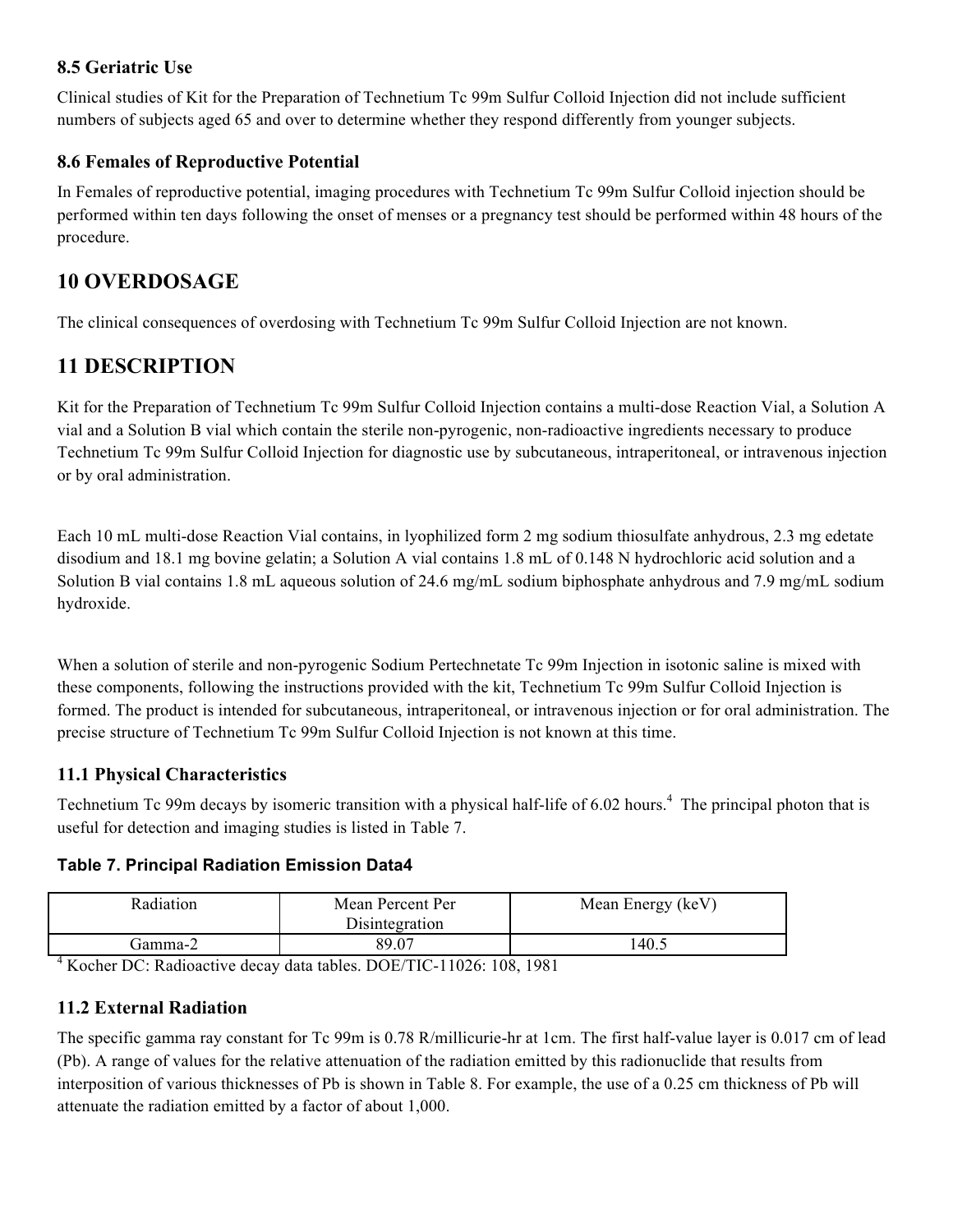### 8.5 Geriatric Use

Clinical studies of Kit for the Preparation of Technetium Tc 99m Sulfur Colloid Injection did not include sufficient numbers of subjects aged 65 and over to determine whether they respond differently from younger subjects.

### 8.6 Females of Reproductive Potential

In Females of reproductive potential, imaging procedures with Technetium Tc 99m Sulfur Colloid injection should be performed within ten days following the onset of menses or a pregnancy test should be performed within 48 hours of the procedure.

## 10 OVERDOSAGE

The clinical consequences of overdosing with Technetium Tc 99m Sulfur Colloid Injection are not known.

## 11 DESCRIPTION

Kit for the Preparation of Technetium Tc 99m Sulfur Colloid Injection contains a multi-dose Reaction Vial, a Solution A vial and a Solution B vial which contain the sterile non-pyrogenic, non-radioactive ingredients necessary to produce Technetium Tc 99m Sulfur Colloid Injection for diagnostic use by subcutaneous, intraperitoneal, or intravenous injection or by oral administration.

Each 10 mL multi-dose Reaction Vial contains, in lyophilized form 2 mg sodium thiosulfate anhydrous, 2.3 mg edetate disodium and 18.1 mg bovine gelatin; a Solution A vial contains 1.8 mL of 0.148 N hydrochloric acid solution and a Solution B vial contains 1.8 mL aqueous solution of 24.6 mg/mL sodium biphosphate anhydrous and 7.9 mg/mL sodium hydroxide.

When a solution of sterile and non-pyrogenic Sodium Pertechnetate Tc 99m Injection in isotonic saline is mixed with these components, following the instructions provided with the kit, Technetium Tc 99m Sulfur Colloid Injection is formed. The product is intended for subcutaneous, intraperitoneal, or intravenous injection or for oral administration. The precise structure of Technetium Tc 99m Sulfur Colloid Injection is not known at this time.

### 11.1 Physical Characteristics

Technetium Tc 99m decays by isomeric transition with a physical half-life of 6.02 hours.[4] The principal photon that is useful for detection and imaging studies is listed in Table 7.

**Table 7. Principal Radiation Emission Data4**

| Radiation | Mean Percent Per Disintegration | Mean Energy (keV) |
|---|---|---|
| Gamma-2 | 89.07 | 140.5 |

[4] Kocher DC: Radioactive decay data tables. DOE/TIC-11026: 108, 1981

### 11.2 External Radiation

The specific gamma ray constant for Tc 99m is 0.78 R/millicurie-hr at 1cm. The first half-value layer is 0.017 cm of lead (Pb). A range of values for the relative attenuation of the radiation emitted by this radionuclide that results from interposition of various thicknesses of Pb is shown in Table 8. For example, the use of a 0.25 cm thickness of Pb will attenuate the radiation emitted by a factor of about 1,000.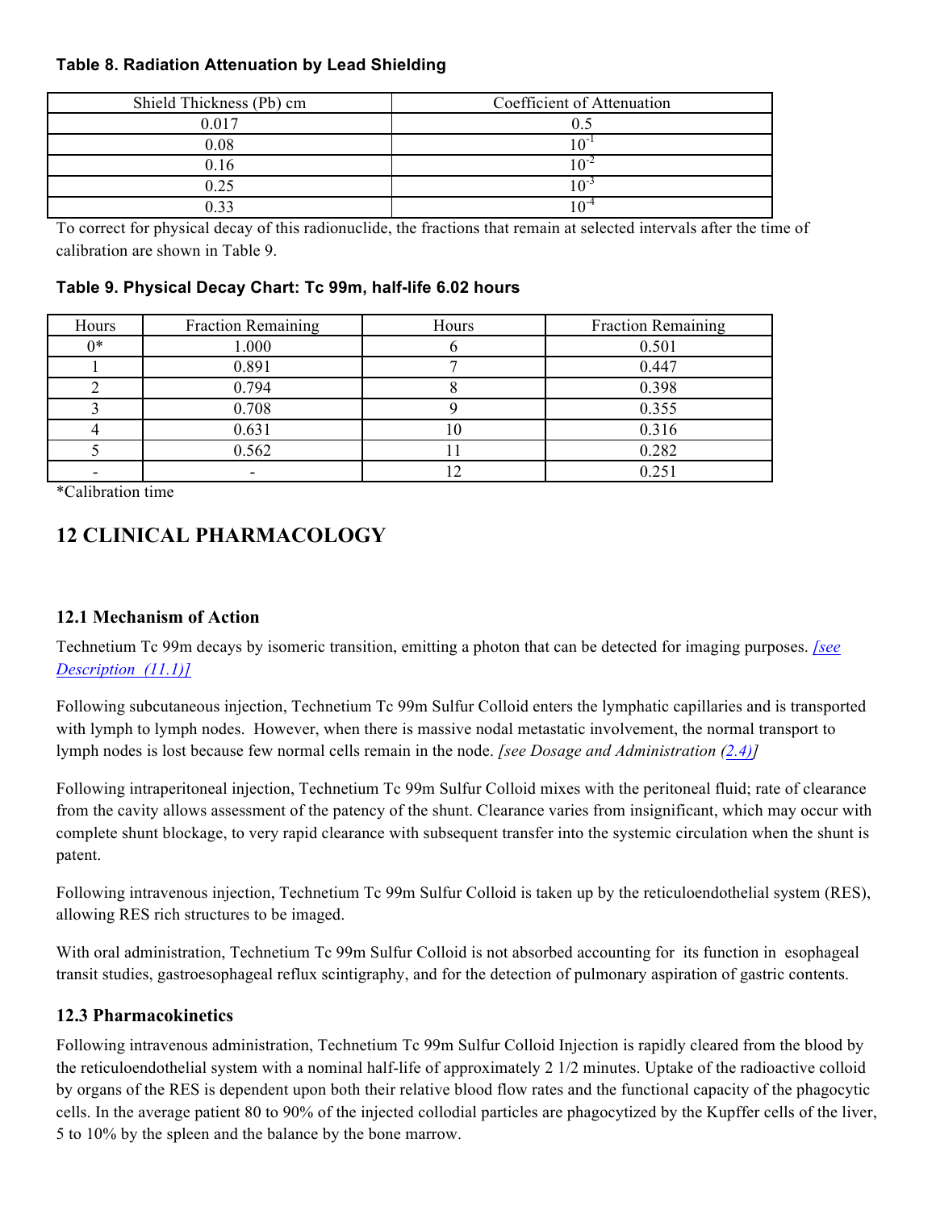**Table 8. Radiation Attenuation by Lead Shielding**

| Shield Thickness (Pb) cm | Coefficient of Attenuation |
|---|---|
| 0.017 | 0.5 |
| 0.08 | $10^{-1}$ |
| 0.16 | $10^{-2}$ |
| 0.25 | $10^{-3}$ |
| 0.33 | $10^{-4}$ |

To correct for physical decay of this radionuclide, the fractions that remain at selected intervals after the time of calibration are shown in Table 9.

**Table 9. Physical Decay Chart: Tc 99m, half-life 6.02 hours**

| Hours | Fraction Remaining | Hours | Fraction Remaining |
|---|---|---|---|
| 0* | 1.000 | 6 | 0.501 |
| 1 | 0.891 | 7 | 0.447 |
| 2 | 0.794 | 8 | 0.398 |
| 3 | 0.708 | 9 | 0.355 |
| 4 | 0.631 | 10 | 0.316 |
| 5 | 0.562 | 11 | 0.282 |
| - | - | 12 | 0.251 |

*Calibration time

# 12 CLINICAL PHARMACOLOGY

## 12.1 Mechanism of Action

Technetium Tc 99m decays by isomeric transition, emitting a photon that can be detected for imaging purposes. *[see Description (11.1)]*

Following subcutaneous injection, Technetium Tc 99m Sulfur Colloid enters the lymphatic capillaries and is transported with lymph to lymph nodes. However, when there is massive nodal metastatic involvement, the normal transport to lymph nodes is lost because few normal cells remain in the node. *[see Dosage and Administration (2.4)]*

Following intraperitoneal injection, Technetium Tc 99m Sulfur Colloid mixes with the peritoneal fluid; rate of clearance from the cavity allows assessment of the patency of the shunt. Clearance varies from insignificant, which may occur with complete shunt blockage, to very rapid clearance with subsequent transfer into the systemic circulation when the shunt is patent.

Following intravenous injection, Technetium Tc 99m Sulfur Colloid is taken up by the reticuloendothelial system (RES), allowing RES rich structures to be imaged.

With oral administration, Technetium Tc 99m Sulfur Colloid is not absorbed accounting for its function in esophageal transit studies, gastroesophageal reflux scintigraphy, and for the detection of pulmonary aspiration of gastric contents.

## 12.3 Pharmacokinetics

Following intravenous administration, Technetium Tc 99m Sulfur Colloid Injection is rapidly cleared from the blood by the reticuloendothelial system with a nominal half-life of approximately 2 1/2 minutes. Uptake of the radioactive colloid by organs of the RES is dependent upon both their relative blood flow rates and the functional capacity of the phagocytic cells. In the average patient 80 to 90% of the injected collodial particles are phagocytized by the Kupffer cells of the liver, 5 to 10% by the spleen and the balance by the bone marrow.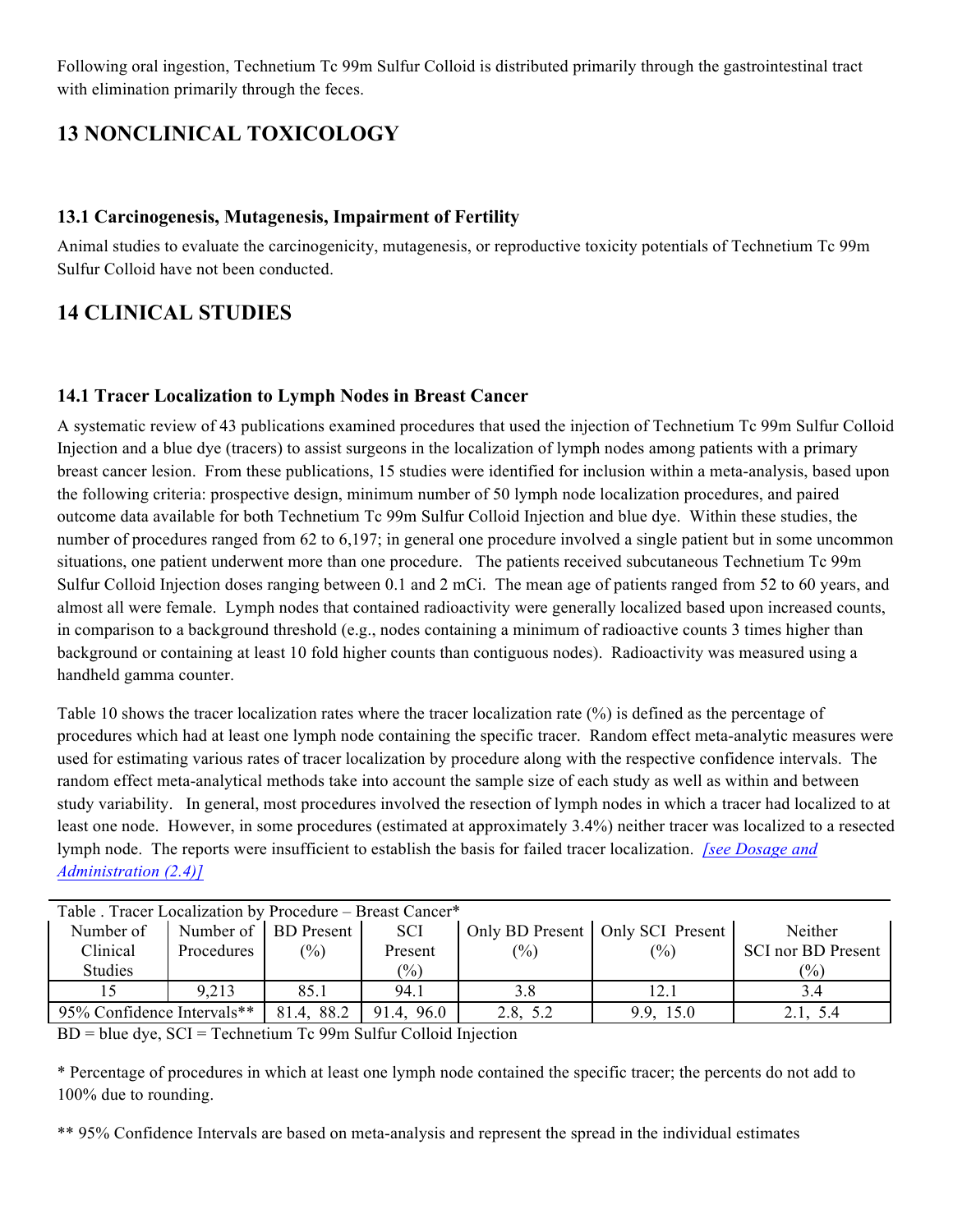Following oral ingestion, Technetium Tc 99m Sulfur Colloid is distributed primarily through the gastrointestinal tract with elimination primarily through the feces.

# 13 NONCLINICAL TOXICOLOGY

## 13.1 Carcinogenesis, Mutagenesis, Impairment of Fertility

Animal studies to evaluate the carcinogenicity, mutagenesis, or reproductive toxicity potentials of Technetium Tc 99m Sulfur Colloid have not been conducted.

# 14 CLINICAL STUDIES

## 14.1 Tracer Localization to Lymph Nodes in Breast Cancer

A systematic review of 43 publications examined procedures that used the injection of Technetium Tc 99m Sulfur Colloid Injection and a blue dye (tracers) to assist surgeons in the localization of lymph nodes among patients with a primary breast cancer lesion. From these publications, 15 studies were identified for inclusion within a meta-analysis, based upon the following criteria: prospective design, minimum number of 50 lymph node localization procedures, and paired outcome data available for both Technetium Tc 99m Sulfur Colloid Injection and blue dye. Within these studies, the number of procedures ranged from 62 to 6,197; in general one procedure involved a single patient but in some uncommon situations, one patient underwent more than one procedure. The patients received subcutaneous Technetium Tc 99m Sulfur Colloid Injection doses ranging between 0.1 and 2 mCi. The mean age of patients ranged from 52 to 60 years, and almost all were female. Lymph nodes that contained radioactivity were generally localized based upon increased counts, in comparison to a background threshold (e.g., nodes containing a minimum of radioactive counts 3 times higher than background or containing at least 10 fold higher counts than contiguous nodes). Radioactivity was measured using a handheld gamma counter.

Table 10 shows the tracer localization rates where the tracer localization rate (%) is defined as the percentage of procedures which had at least one lymph node containing the specific tracer. Random effect meta-analytic measures were used for estimating various rates of tracer localization by procedure along with the respective confidence intervals. The random effect meta-analytical methods take into account the sample size of each study as well as within and between study variability. In general, most procedures involved the resection of lymph nodes in which a tracer had localized to at least one node. However, in some procedures (estimated at approximately 3.4%) neither tracer was localized to a resected lymph node. The reports were insufficient to establish the basis for failed tracer localization. *[see Dosage and Administration (2.4)]*

Table . Tracer Localization by Procedure – Breast Cancer*

| Number of Clinical Studies | Number of Procedures | BD Present (%) | SCI Present (%) | Only BD Present (%) | Only SCI Present (%) | Neither SCI nor BD Present (%) |
|---|---|---|---|---|---|---|
| 15 | 9,213 | 85.1 | 94.1 | 3.8 | 12.1 | 3.4 |
| 95% Confidence Intervals** | | 81.4, 88.2 | 91.4, 96.0 | 2.8, 5.2 | 9.9, 15.0 | 2.1, 5.4 |

BD = blue dye, SCI = Technetium Tc 99m Sulfur Colloid Injection

* Percentage of procedures in which at least one lymph node contained the specific tracer; the percents do not add to 100% due to rounding.

** 95% Confidence Intervals are based on meta-analysis and represent the spread in the individual estimates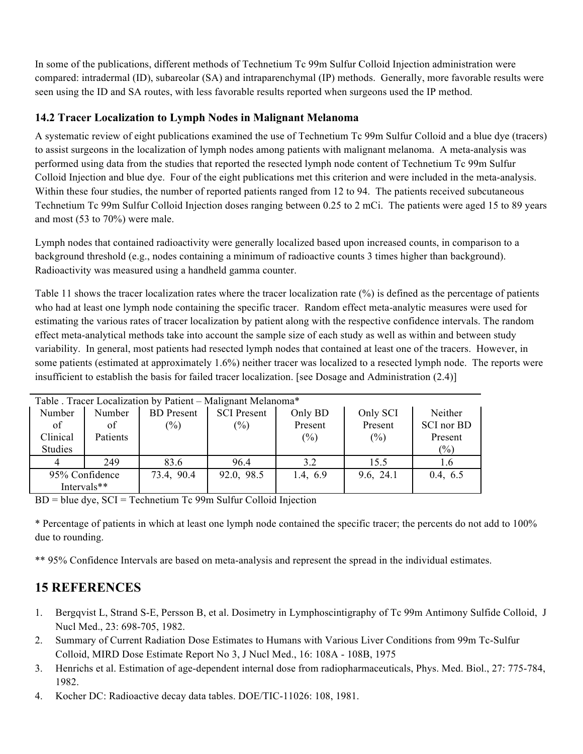In some of the publications, different methods of Technetium Tc 99m Sulfur Colloid Injection administration were compared: intradermal (ID), subareolar (SA) and intraparenchymal (IP) methods. Generally, more favorable results were seen using the ID and SA routes, with less favorable results reported when surgeons used the IP method.

### 14.2 Tracer Localization to Lymph Nodes in Malignant Melanoma

A systematic review of eight publications examined the use of Technetium Tc 99m Sulfur Colloid and a blue dye (tracers) to assist surgeons in the localization of lymph nodes among patients with malignant melanoma. A meta-analysis was performed using data from the studies that reported the resected lymph node content of Technetium Tc 99m Sulfur Colloid Injection and blue dye. Four of the eight publications met this criterion and were included in the meta-analysis. Within these four studies, the number of reported patients ranged from 12 to 94. The patients received subcutaneous Technetium Tc 99m Sulfur Colloid Injection doses ranging between 0.25 to 2 mCi. The patients were aged 15 to 89 years and most (53 to 70%) were male.

Lymph nodes that contained radioactivity were generally localized based upon increased counts, in comparison to a background threshold (e.g., nodes containing a minimum of radioactive counts 3 times higher than background). Radioactivity was measured using a handheld gamma counter.

Table 11 shows the tracer localization rates where the tracer localization rate (%) is defined as the percentage of patients who had at least one lymph node containing the specific tracer. Random effect meta-analytic measures were used for estimating the various rates of tracer localization by patient along with the respective confidence intervals. The random effect meta-analytical methods take into account the sample size of each study as well as within and between study variability. In general, most patients had resected lymph nodes that contained at least one of the tracers. However, in some patients (estimated at approximately 1.6%) neither tracer was localized to a resected lymph node. The reports were insufficient to establish the basis for failed tracer localization. [see Dosage and Administration (2.4)]

Table . Tracer Localization by Patient – Malignant Melanoma*

| Number of Clinical Studies | Number of Patients | BD Present (%) | SCI Present (%) | Only BD Present (%) | Only SCI Present (%) | Neither SCI nor BD Present (%) |
|---|---|---|---|---|---|---|
| 4 | 249 | 83.6 | 96.4 | 3.2 | 15.5 | 1.6 |
| 95% Confidence Intervals** | | 73.4, 90.4 | 92.0, 98.5 | 1.4, 6.9 | 9.6, 24.1 | 0.4, 6.5 |

BD = blue dye, SCI = Technetium Tc 99m Sulfur Colloid Injection

* Percentage of patients in which at least one lymph node contained the specific tracer; the percents do not add to 100% due to rounding.

** 95% Confidence Intervals are based on meta-analysis and represent the spread in the individual estimates.

## 15 REFERENCES

1. Bergqvist L, Strand S-E, Persson B, et al. Dosimetry in Lymphoscintigraphy of Tc 99m Antimony Sulfide Colloid, J Nucl Med., 23: 698-705, 1982.
2. Summary of Current Radiation Dose Estimates to Humans with Various Liver Conditions from 99m Tc-Sulfur Colloid, MIRD Dose Estimate Report No 3, J Nucl Med., 16: 108A - 108B, 1975
3. Henrichs et al. Estimation of age-dependent internal dose from radiopharmaceuticals, Phys. Med. Biol., 27: 775-784, 1982.
4. Kocher DC: Radioactive decay data tables. DOE/TIC-11026: 108, 1981.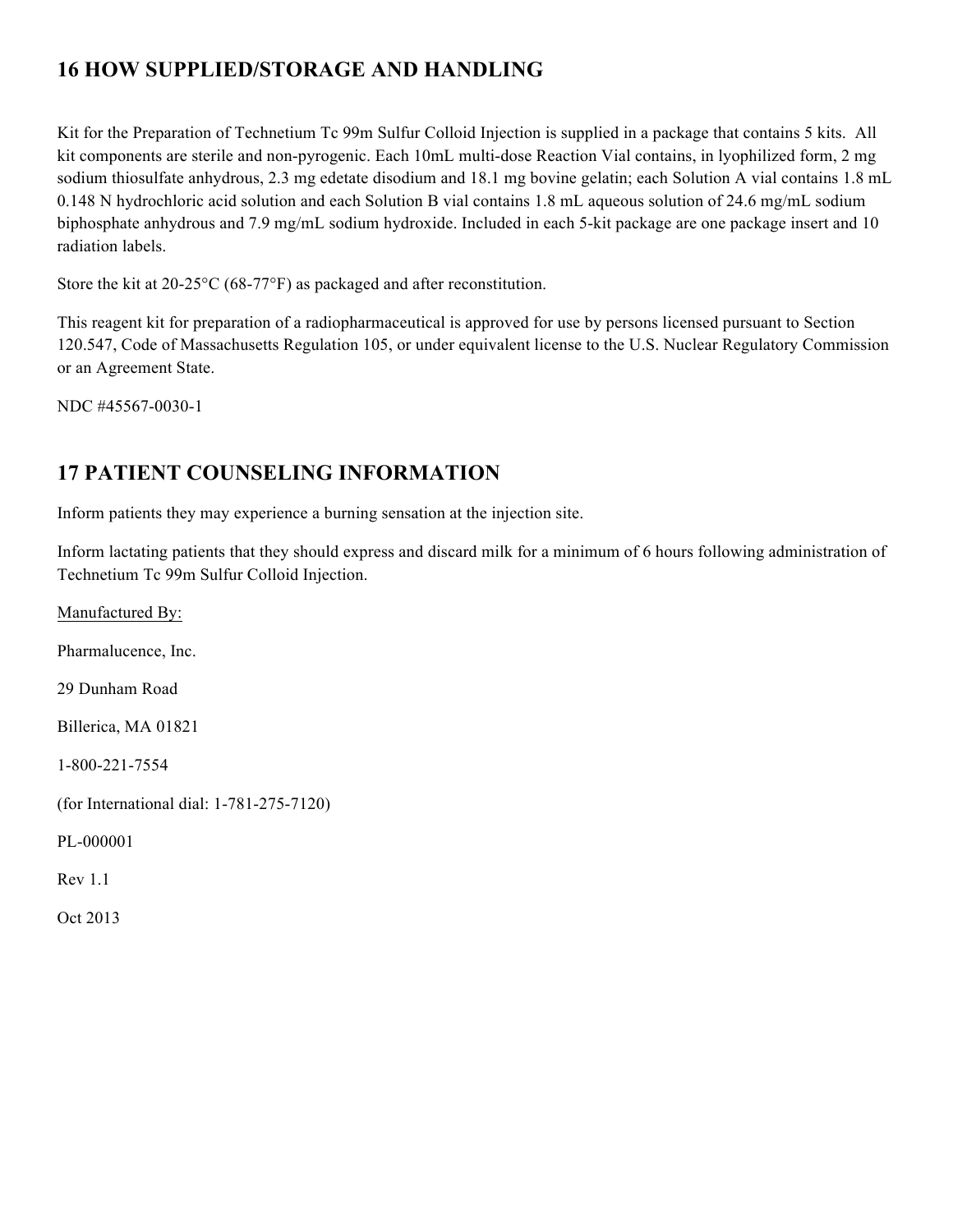## 16 HOW SUPPLIED/STORAGE AND HANDLING

Kit for the Preparation of Technetium Tc 99m Sulfur Colloid Injection is supplied in a package that contains 5 kits. All kit components are sterile and non-pyrogenic. Each 10mL multi-dose Reaction Vial contains, in lyophilized form, 2 mg sodium thiosulfate anhydrous, 2.3 mg edetate disodium and 18.1 mg bovine gelatin; each Solution A vial contains 1.8 mL 0.148 N hydrochloric acid solution and each Solution B vial contains 1.8 mL aqueous solution of 24.6 mg/mL sodium biphosphate anhydrous and 7.9 mg/mL sodium hydroxide. Included in each 5-kit package are one package insert and 10 radiation labels.

Store the kit at 20-25°C (68-77°F) as packaged and after reconstitution.

This reagent kit for preparation of a radiopharmaceutical is approved for use by persons licensed pursuant to Section 120.547, Code of Massachusetts Regulation 105, or under equivalent license to the U.S. Nuclear Regulatory Commission or an Agreement State.

NDC #45567-0030-1

## 17 PATIENT COUNSELING INFORMATION

Inform patients they may experience a burning sensation at the injection site.

Inform lactating patients that they should express and discard milk for a minimum of 6 hours following administration of Technetium Tc 99m Sulfur Colloid Injection.

Manufactured By:

Pharmalucence, Inc.

29 Dunham Road

Billerica, MA 01821

1-800-221-7554

(for International dial: 1-781-275-7120)

PL-000001

Rev 1.1

Oct 2013